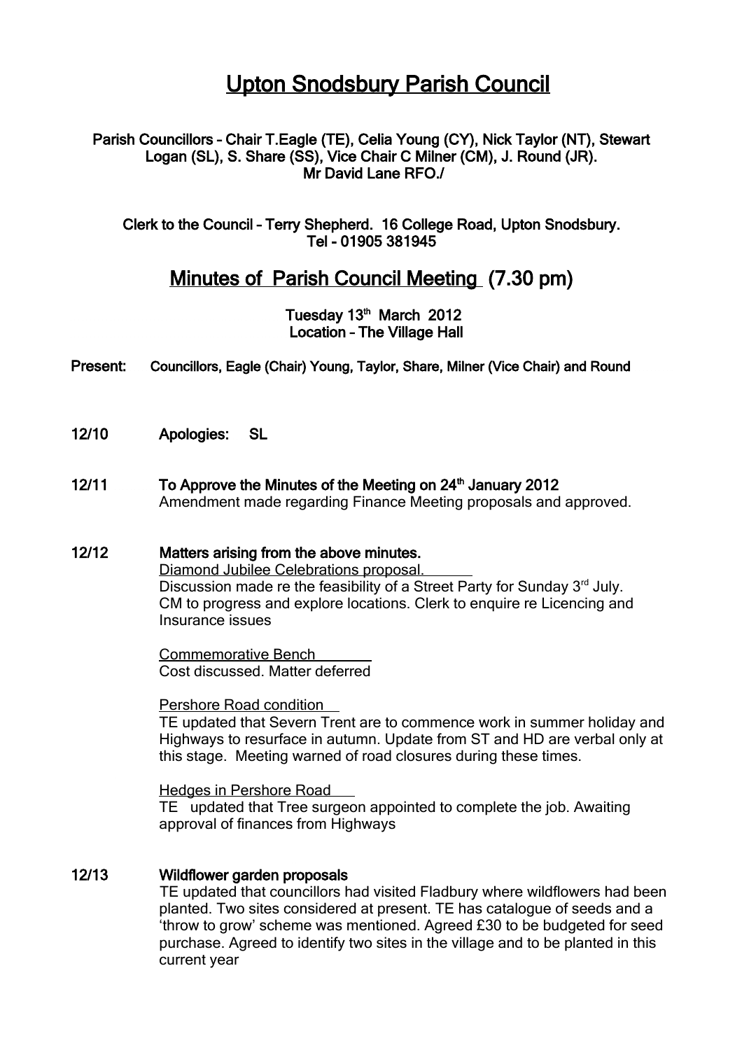# Upton Snodsbury Parish Council

**Parish Councillors – Chair T.Eagle (TE), Celia Young (CY), Nick Taylor (NT), Stewart Logan (SL), S. Share (SS), Vice Chair C Milner (CM), J. Round (JR). Mr David Lane RFO./**

**Clerk to the Council – Terry Shepherd. 16 College Road, Upton Snodsbury. Tel – 01905 381945**

## Minutes of Parish Council Meeting (7.30 pm)

**Tuesday 13th March 2012**
**Location – The Village Hall**

**Present:** Councillors, Eagle (Chair) Young, Taylor, Share, Milner (Vice Chair) and Round

**12/10 Apologies:** SL

**12/11 To Approve the Minutes of the Meeting on 24th January 2012**

Amendment made regarding Finance Meeting proposals and approved.

**12/12 Matters arising from the above minutes.**

Diamond Jubilee Celebrations proposal.

Discussion made re the feasibility of a Street Party for Sunday 3rd July. CM to progress and explore locations. Clerk to enquire re Licencing and Insurance issues

Commemorative Bench

Cost discussed. Matter deferred

Pershore Road condition

TE updated that Severn Trent are to commence work in summer holiday and Highways to resurface in autumn. Update from ST and HD are verbal only at this stage. Meeting warned of road closures during these times.

Hedges in Pershore Road

TE updated that Tree surgeon appointed to complete the job. Awaiting approval of finances from Highways

**12/13 Wildflower garden proposals**

TE updated that councillors had visited Fladbury where wildflowers had been planted. Two sites considered at present. TE has catalogue of seeds and a 'throw to grow' scheme was mentioned. Agreed £30 to be budgeted for seed purchase. Agreed to identify two sites in the village and to be planted in this current year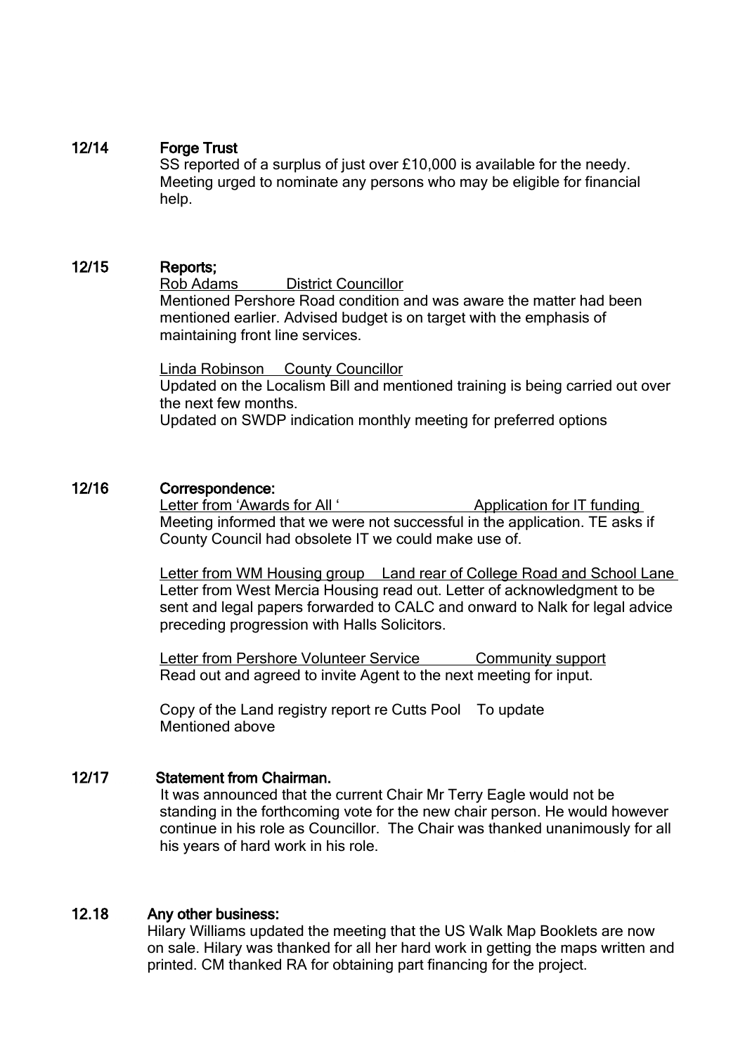**12/14 Forge Trust**

SS reported of a surplus of just over £10,000 is available for the needy. Meeting urged to nominate any persons who may be eligible for financial help.

**12/15 Reports;**

Rob Adams District Councillor

Mentioned Pershore Road condition and was aware the matter had been mentioned earlier. Advised budget is on target with the emphasis of maintaining front line services.

Linda Robinson County Councillor

Updated on the Localism Bill and mentioned training is being carried out over the next few months.

Updated on SWDP indication monthly meeting for preferred options

**12/16 Correspondence:**

Letter from 'Awards for All ' Application for IT funding

Meeting informed that we were not successful in the application. TE asks if County Council had obsolete IT we could make use of.

Letter from WM Housing group Land rear of College Road and School Lane

Letter from West Mercia Housing read out. Letter of acknowledgment to be sent and legal papers forwarded to CALC and onward to Nalk for legal advice preceding progression with Halls Solicitors.

Letter from Pershore Volunteer Service Community support

Read out and agreed to invite Agent to the next meeting for input.

Copy of the Land registry report re Cutts Pool To update

Mentioned above

**12/17 Statement from Chairman.**

It was announced that the current Chair Mr Terry Eagle would not be standing in the forthcoming vote for the new chair person. He would however continue in his role as Councillor. The Chair was thanked unanimously for all his years of hard work in his role.

**12.18 Any other business:**

Hilary Williams updated the meeting that the US Walk Map Booklets are now on sale. Hilary was thanked for all her hard work in getting the maps written and printed. CM thanked RA for obtaining part financing for the project.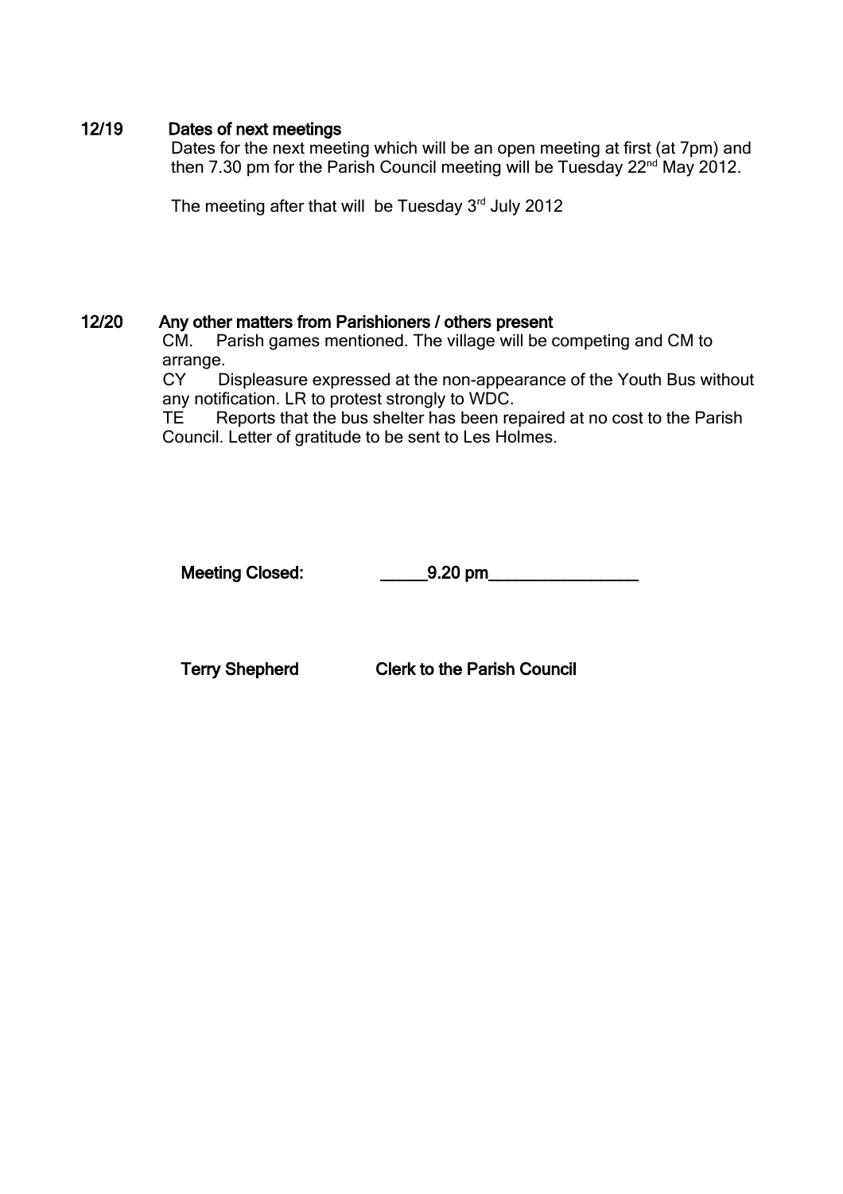**12/19 Dates of next meetings**

Dates for the next meeting which will be an open meeting at first (at 7pm) and then 7.30 pm for the Parish Council meeting will be Tuesday 22nd May 2012.

The meeting after that will be Tuesday 3rd July 2012

**12/20 Any other matters from Parishioners / others present**

CM. Parish games mentioned. The village will be competing and CM to arrange.

CY Displeasure expressed at the non-appearance of the Youth Bus without any notification. LR to protest strongly to WDC.

TE Reports that the bus shelter has been repaired at no cost to the Parish Council. Letter of gratitude to be sent to Les Holmes.

**Meeting Closed:** **______9.20 pm__________________**

**Terry Shepherd** **Clerk to the Parish Council**